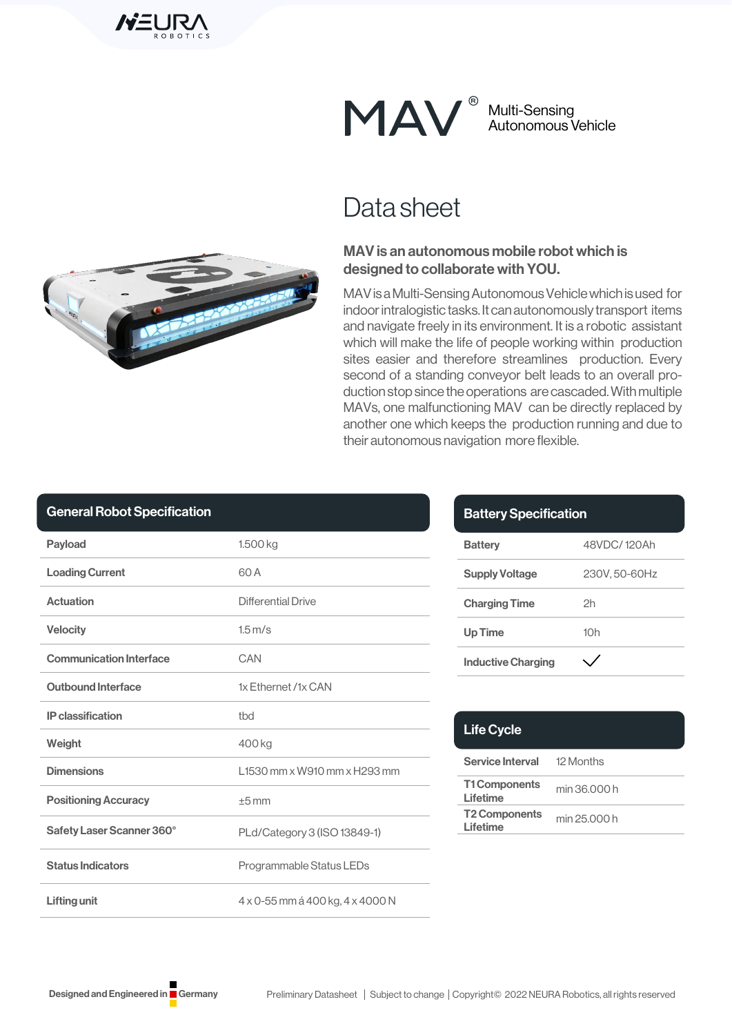# MAV®

Multi-Sensing Autonomous Vehicle

## Data sheet

### MAV is an autonomous mobile robot which is designed to collaborate with YOU.

MAV is a Multi-Sensing Autonomous Vehicle which is used for indoor intralogistic tasks. It can autonomously transport items and navigate freely in its environment. It is a robotic assistant which will make the life of people working within production sites easier and therefore streamlines production. Every second of a standing conveyor belt leads to an overall production stop since the operations are cascaded. With multiple MAVs, one malfunctioning MAV can be directly replaced by another one which keeps the production running and due to their autonomous navigation more flexible.

| General Robot Specification | |
|---|---|
| Payload | 1.500 kg |
| Loading Current | 60 A |
| Actuation | Differential Drive |
| Velocity | 1.5 m/s |
| Communication Interface | CAN |
| Outbound Interface | 1x Ethernet /1x CAN |
| IP classification | tbd |
| Weight | 400 kg |
| Dimensions | L1530 mm x W910 mm x H293 mm |
| Positioning Accuracy | ±5 mm |
| Safety Laser Scanner 360° | PLd/Category 3 (ISO 13849-1) |
| Status Indicators | Programmable Status LEDs |
| Lifting unit | 4 x 0-55 mm á 400 kg, 4 x 4000 N |

| Battery Specification | |
|---|---|
| Battery | 48VDC/ 120Ah |
| Supply Voltage | 230V, 50-60Hz |
| Charging Time | 2h |
| Up Time | 10h |
| Inductive Charging | ✓ |

| Life Cycle | |
|---|---|
| Service Interval | 12 Months |
| T1 Components Lifetime | min 36.000 h |
| T2 Components Lifetime | min 25.000 h |

Designed and Engineered in Germany

Preliminary Datasheet | Subject to change | Copyright© 2022 NEURA Robotics, all rights reserved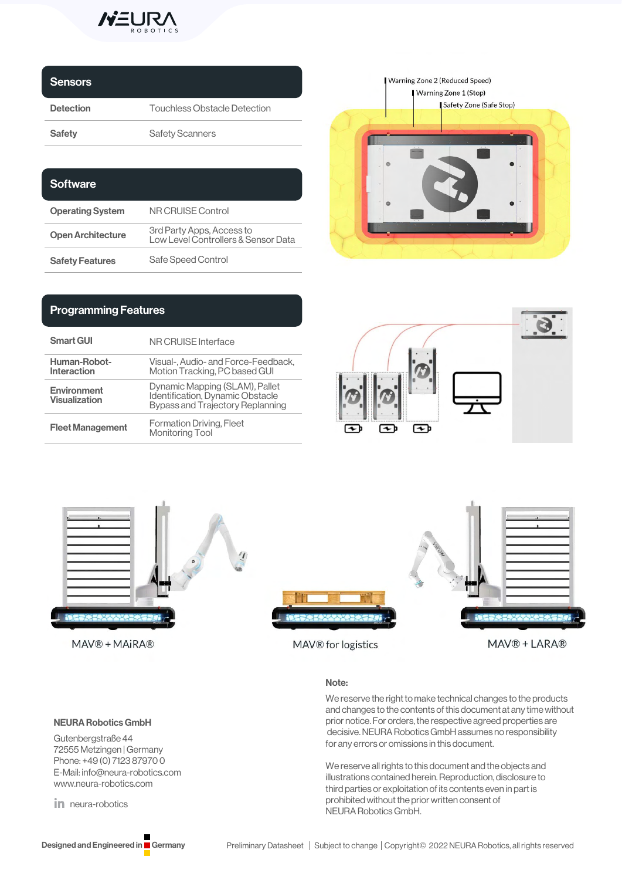## Sensors

| | |
|---|---|
| **Detection** | Touchless Obstacle Detection |
| **Safety** | Safety Scanners |

## Software

| | |
|---|---|
| **Operating System** | NR CRUISE Control |
| **Open Architecture** | 3rd Party Apps, Access to Low Level Controllers & Sensor Data |
| **Safety Features** | Safe Speed Control |

## Programming Features

| | |
|---|---|
| **Smart GUI** | NR CRUISE Interface |
| **Human-Robot-Interaction** | Visual-, Audio- and Force-Feedback, Motion Tracking, PC based GUI |
| **Environment Visualization** | Dynamic Mapping (SLAM), Pallet Identification, Dynamic Obstacle Bypass and Trajectory Replanning |
| **Fleet Management** | Formation Driving, Fleet Monitoring Tool |

Warning Zone 2 (Reduced Speed)
Warning Zone 1 (Stop)
Safety Zone (Safe Stop)

MAV® + MAiRA®

MAV® for logistics

MAV® + LARA®

**NEURA Robotics GmbH**

Gutenbergstraße 44
72555 Metzingen | Germany
Phone: +49 (0) 7123 87970 0
E-Mail: info@neura-robotics.com
www.neura-robotics.com

neura-robotics

**Note:**

We reserve the right to make technical changes to the products and changes to the contents of this document at any time without prior notice. For orders, the respective agreed properties are decisive. NEURA Robotics GmbH assumes no responsibility for any errors or omissions in this document.

We reserve all rights to this document and the objects and illustrations contained herein. Reproduction, disclosure to third parties or exploitation of its contents even in part is prohibited without the prior written consent of NEURA Robotics GmbH.

**Designed and Engineered in Germany**

Preliminary Datasheet | Subject to change | Copyright© 2022 NEURA Robotics, all rights reserved